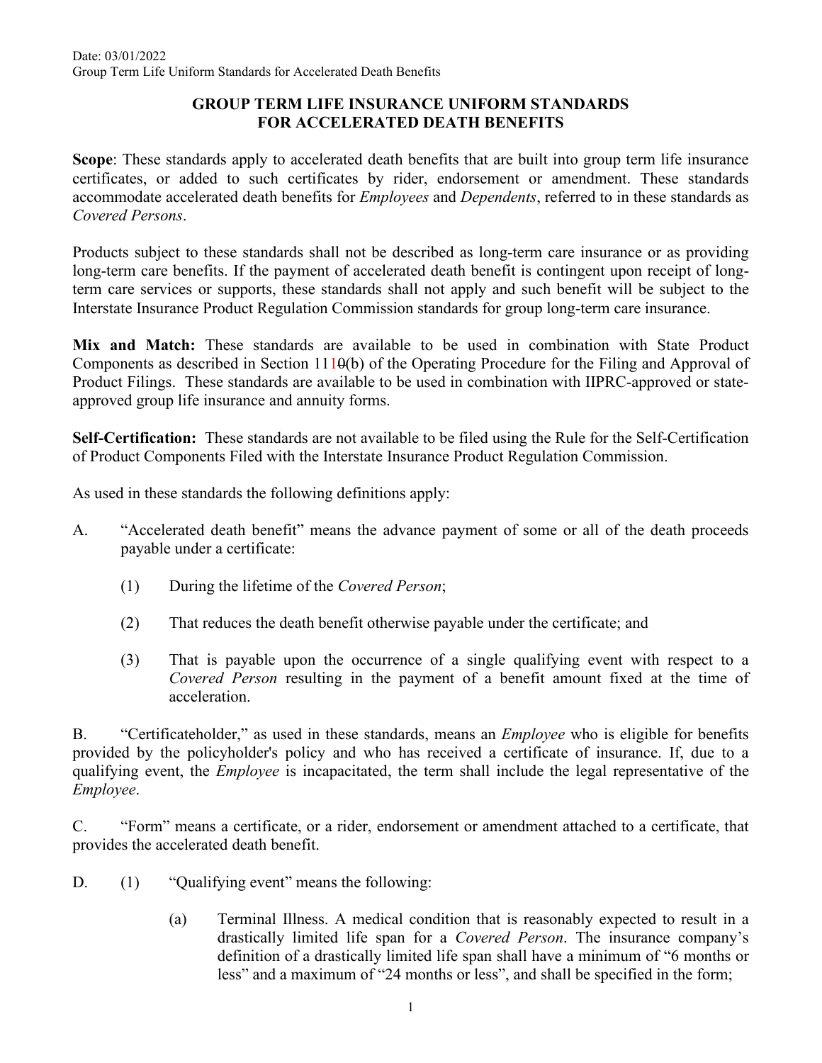# GROUP TERM LIFE INSURANCE UNIFORM STANDARDS FOR ACCELERATED DEATH BENEFITS

**Scope**: These standards apply to accelerated death benefits that are built into group term life insurance certificates, or added to such certificates by rider, endorsement or amendment. These standards accommodate accelerated death benefits for *Employees* and *Dependents*, referred to in these standards as *Covered Persons*.

Products subject to these standards shall not be described as long-term care insurance or as providing long-term care benefits. If the payment of accelerated death benefit is contingent upon receipt of long-term care services or supports, these standards shall not apply and such benefit will be subject to the Interstate Insurance Product Regulation Commission standards for group long-term care insurance.

**Mix and Match:** These standards are available to be used in combination with State Product Components as described in Section 111~~0~~(b) of the Operating Procedure for the Filing and Approval of Product Filings. These standards are available to be used in combination with IIPRC-approved or state-approved group life insurance and annuity forms.

**Self-Certification:** These standards are not available to be filed using the Rule for the Self-Certification of Product Components Filed with the Interstate Insurance Product Regulation Commission.

As used in these standards the following definitions apply:

A. "Accelerated death benefit" means the advance payment of some or all of the death proceeds payable under a certificate:

   (1) During the lifetime of the *Covered Person*;

   (2) That reduces the death benefit otherwise payable under the certificate; and

   (3) That is payable upon the occurrence of a single qualifying event with respect to a *Covered Person* resulting in the payment of a benefit amount fixed at the time of acceleration.

B. "Certificateholder," as used in these standards, means an *Employee* who is eligible for benefits provided by the policyholder's policy and who has received a certificate of insurance. If, due to a qualifying event, the *Employee* is incapacitated, the term shall include the legal representative of the *Employee*.

C. "Form" means a certificate, or a rider, endorsement or amendment attached to a certificate, that provides the accelerated death benefit.

D. (1) "Qualifying event" means the following:

   (a) Terminal Illness. A medical condition that is reasonably expected to result in a drastically limited life span for a *Covered Person*. The insurance company's definition of a drastically limited life span shall have a minimum of "6 months or less" and a maximum of "24 months or less", and shall be specified in the form;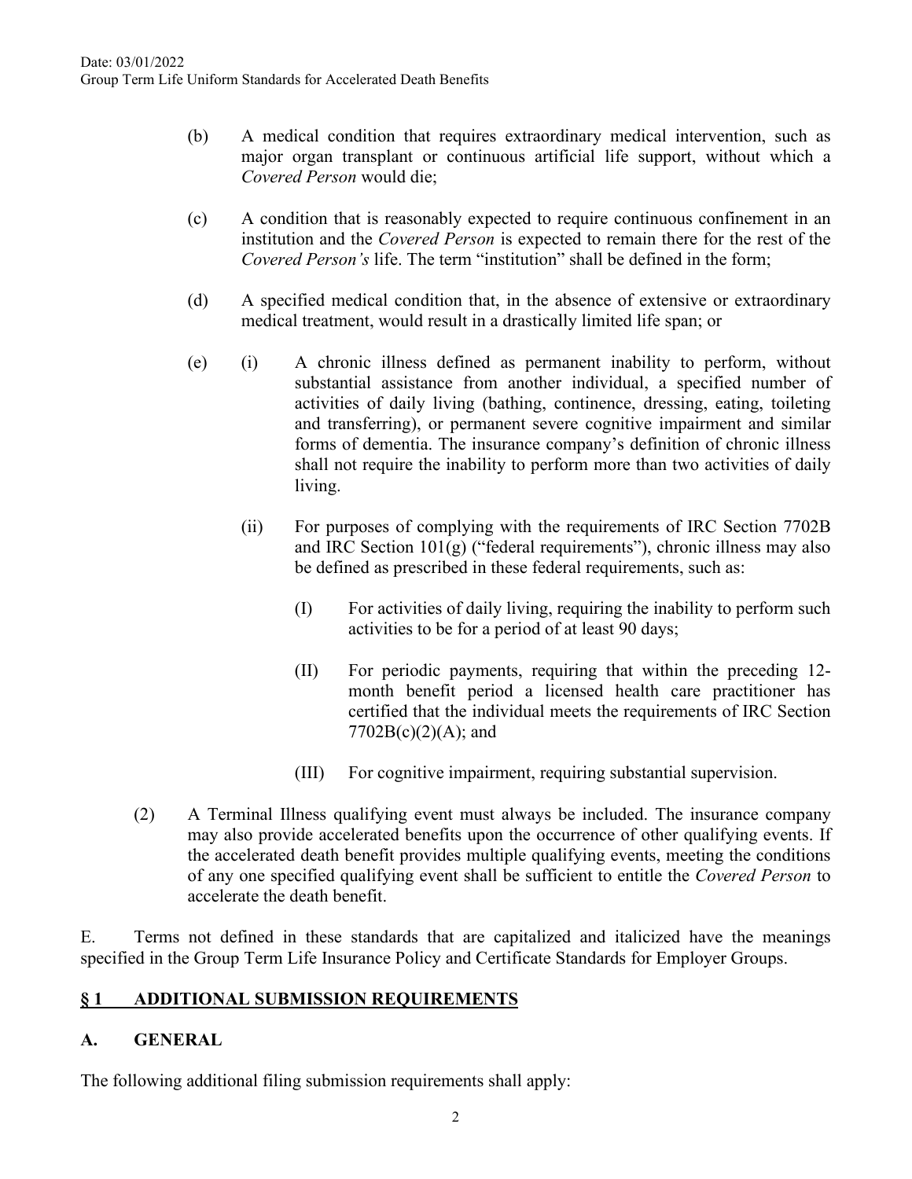(b) A medical condition that requires extraordinary medical intervention, such as major organ transplant or continuous artificial life support, without which a *Covered Person* would die;

(c) A condition that is reasonably expected to require continuous confinement in an institution and the *Covered Person* is expected to remain there for the rest of the *Covered Person's* life. The term "institution" shall be defined in the form;

(d) A specified medical condition that, in the absence of extensive or extraordinary medical treatment, would result in a drastically limited life span; or

(e) (i) A chronic illness defined as permanent inability to perform, without substantial assistance from another individual, a specified number of activities of daily living (bathing, continence, dressing, eating, toileting and transferring), or permanent severe cognitive impairment and similar forms of dementia. The insurance company's definition of chronic illness shall not require the inability to perform more than two activities of daily living.

(ii) For purposes of complying with the requirements of IRC Section 7702B and IRC Section 101(g) ("federal requirements"), chronic illness may also be defined as prescribed in these federal requirements, such as:

(I) For activities of daily living, requiring the inability to perform such activities to be for a period of at least 90 days;

(II) For periodic payments, requiring that within the preceding 12-month benefit period a licensed health care practitioner has certified that the individual meets the requirements of IRC Section 7702B(c)(2)(A); and

(III) For cognitive impairment, requiring substantial supervision.

(2) A Terminal Illness qualifying event must always be included. The insurance company may also provide accelerated benefits upon the occurrence of other qualifying events. If the accelerated death benefit provides multiple qualifying events, meeting the conditions of any one specified qualifying event shall be sufficient to entitle the *Covered Person* to accelerate the death benefit.

E. Terms not defined in these standards that are capitalized and italicized have the meanings specified in the Group Term Life Insurance Policy and Certificate Standards for Employer Groups.

## § 1 ADDITIONAL SUBMISSION REQUIREMENTS

### A. GENERAL

The following additional filing submission requirements shall apply: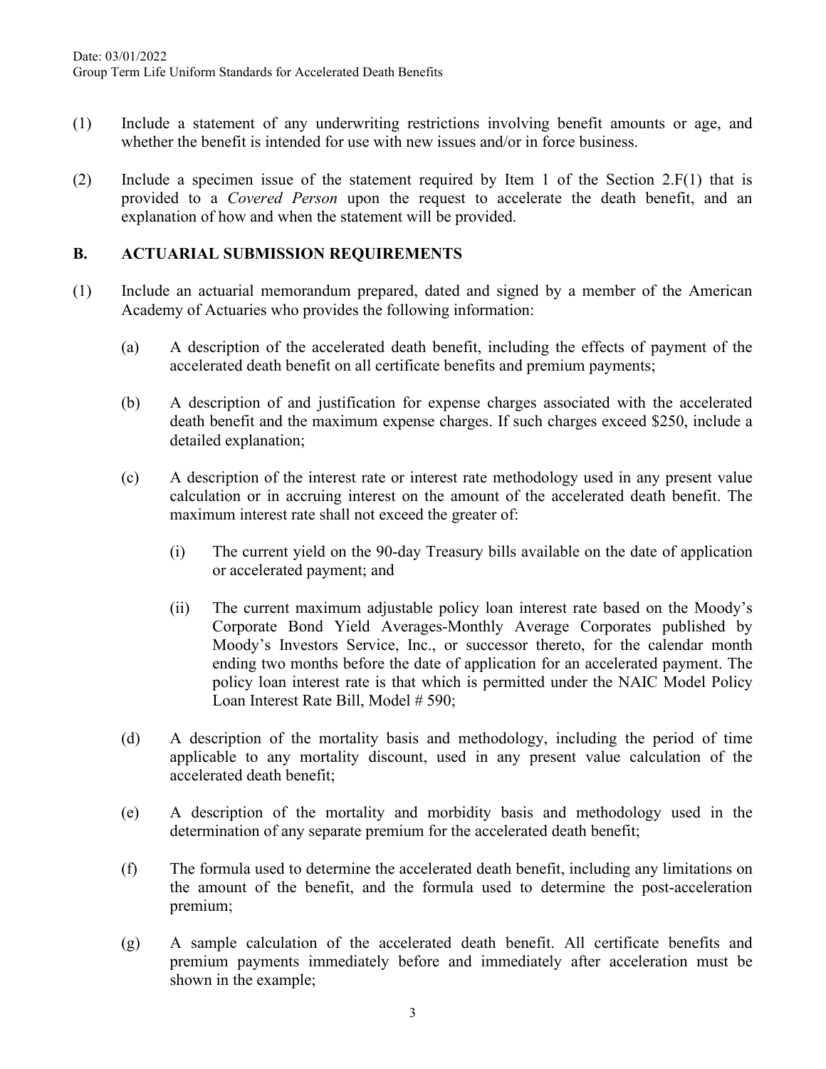(1) Include a statement of any underwriting restrictions involving benefit amounts or age, and whether the benefit is intended for use with new issues and/or in force business.

(2) Include a specimen issue of the statement required by Item 1 of the Section 2.F(1) that is provided to a *Covered Person* upon the request to accelerate the death benefit, and an explanation of how and when the statement will be provided.

## B. ACTUARIAL SUBMISSION REQUIREMENTS

(1) Include an actuarial memorandum prepared, dated and signed by a member of the American Academy of Actuaries who provides the following information:

   (a) A description of the accelerated death benefit, including the effects of payment of the accelerated death benefit on all certificate benefits and premium payments;

   (b) A description of and justification for expense charges associated with the accelerated death benefit and the maximum expense charges. If such charges exceed $250, include a detailed explanation;

   (c) A description of the interest rate or interest rate methodology used in any present value calculation or in accruing interest on the amount of the accelerated death benefit. The maximum interest rate shall not exceed the greater of:

      (i) The current yield on the 90-day Treasury bills available on the date of application or accelerated payment; and

      (ii) The current maximum adjustable policy loan interest rate based on the Moody's Corporate Bond Yield Averages-Monthly Average Corporates published by Moody's Investors Service, Inc., or successor thereto, for the calendar month ending two months before the date of application for an accelerated payment. The policy loan interest rate is that which is permitted under the NAIC Model Policy Loan Interest Rate Bill, Model # 590;

   (d) A description of the mortality basis and methodology, including the period of time applicable to any mortality discount, used in any present value calculation of the accelerated death benefit;

   (e) A description of the mortality and morbidity basis and methodology used in the determination of any separate premium for the accelerated death benefit;

   (f) The formula used to determine the accelerated death benefit, including any limitations on the amount of the benefit, and the formula used to determine the post-acceleration premium;

   (g) A sample calculation of the accelerated death benefit. All certificate benefits and premium payments immediately before and immediately after acceleration must be shown in the example;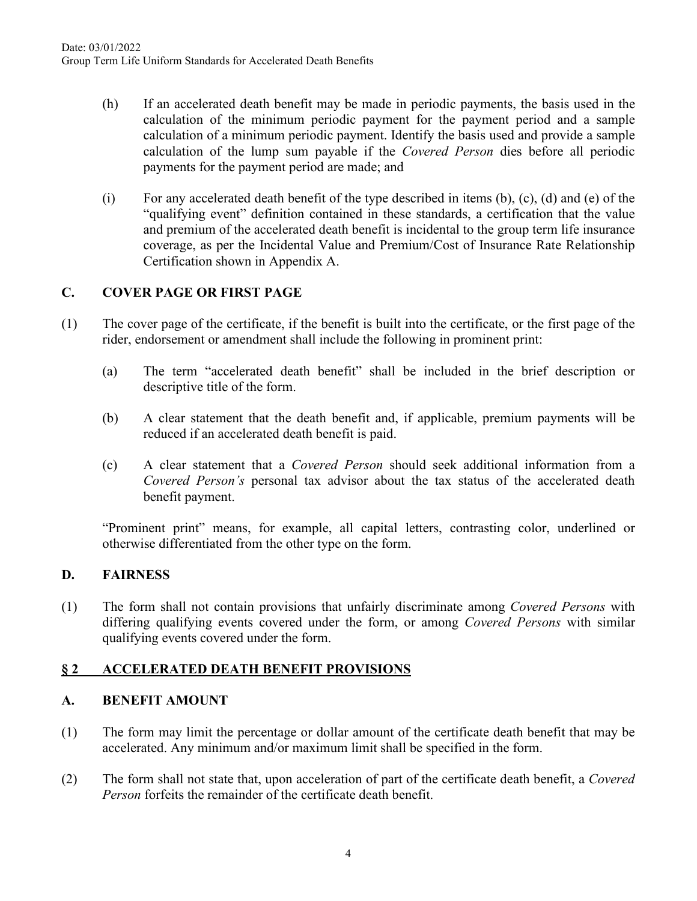(h) If an accelerated death benefit may be made in periodic payments, the basis used in the calculation of the minimum periodic payment for the payment period and a sample calculation of a minimum periodic payment. Identify the basis used and provide a sample calculation of the lump sum payable if the *Covered Person* dies before all periodic payments for the payment period are made; and

(i) For any accelerated death benefit of the type described in items (b), (c), (d) and (e) of the "qualifying event" definition contained in these standards, a certification that the value and premium of the accelerated death benefit is incidental to the group term life insurance coverage, as per the Incidental Value and Premium/Cost of Insurance Rate Relationship Certification shown in Appendix A.

### C. COVER PAGE OR FIRST PAGE

(1) The cover page of the certificate, if the benefit is built into the certificate, or the first page of the rider, endorsement or amendment shall include the following in prominent print:

(a) The term "accelerated death benefit" shall be included in the brief description or descriptive title of the form.

(b) A clear statement that the death benefit and, if applicable, premium payments will be reduced if an accelerated death benefit is paid.

(c) A clear statement that a *Covered Person* should seek additional information from a *Covered Person's* personal tax advisor about the tax status of the accelerated death benefit payment.

"Prominent print" means, for example, all capital letters, contrasting color, underlined or otherwise differentiated from the other type on the form.

### D. FAIRNESS

(1) The form shall not contain provisions that unfairly discriminate among *Covered Persons* with differing qualifying events covered under the form, or among *Covered Persons* with similar qualifying events covered under the form.

## § 2 ACCELERATED DEATH BENEFIT PROVISIONS

### A. BENEFIT AMOUNT

(1) The form may limit the percentage or dollar amount of the certificate death benefit that may be accelerated. Any minimum and/or maximum limit shall be specified in the form.

(2) The form shall not state that, upon acceleration of part of the certificate death benefit, a *Covered Person* forfeits the remainder of the certificate death benefit.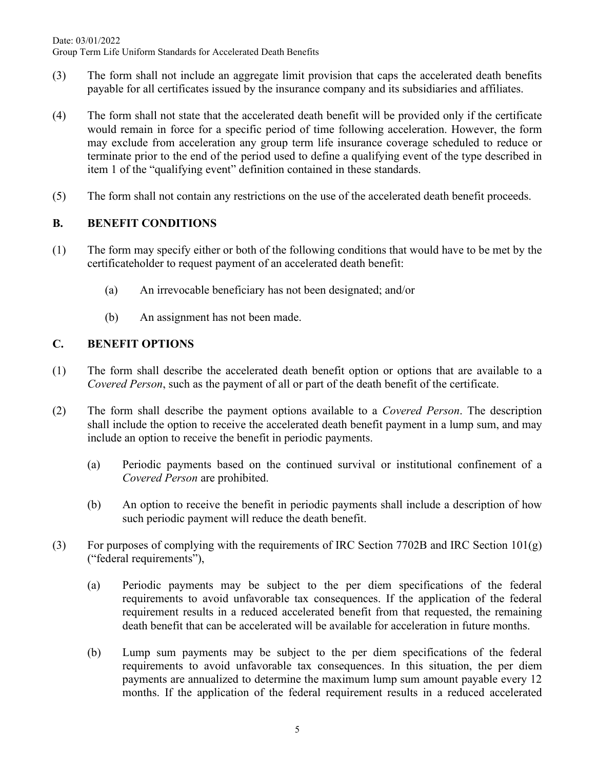(3) The form shall not include an aggregate limit provision that caps the accelerated death benefits payable for all certificates issued by the insurance company and its subsidiaries and affiliates.

(4) The form shall not state that the accelerated death benefit will be provided only if the certificate would remain in force for a specific period of time following acceleration. However, the form may exclude from acceleration any group term life insurance coverage scheduled to reduce or terminate prior to the end of the period used to define a qualifying event of the type described in item 1 of the "qualifying event" definition contained in these standards.

(5) The form shall not contain any restrictions on the use of the accelerated death benefit proceeds.

## B. BENEFIT CONDITIONS

(1) The form may specify either or both of the following conditions that would have to be met by the certificateholder to request payment of an accelerated death benefit:

  (a) An irrevocable beneficiary has not been designated; and/or

  (b) An assignment has not been made.

## C. BENEFIT OPTIONS

(1) The form shall describe the accelerated death benefit option or options that are available to a *Covered Person*, such as the payment of all or part of the death benefit of the certificate.

(2) The form shall describe the payment options available to a *Covered Person*. The description shall include the option to receive the accelerated death benefit payment in a lump sum, and may include an option to receive the benefit in periodic payments.

  (a) Periodic payments based on the continued survival or institutional confinement of a *Covered Person* are prohibited.

  (b) An option to receive the benefit in periodic payments shall include a description of how such periodic payment will reduce the death benefit.

(3) For purposes of complying with the requirements of IRC Section 7702B and IRC Section 101(g) ("federal requirements"),

  (a) Periodic payments may be subject to the per diem specifications of the federal requirements to avoid unfavorable tax consequences. If the application of the federal requirement results in a reduced accelerated benefit from that requested, the remaining death benefit that can be accelerated will be available for acceleration in future months.

  (b) Lump sum payments may be subject to the per diem specifications of the federal requirements to avoid unfavorable tax consequences. In this situation, the per diem payments are annualized to determine the maximum lump sum amount payable every 12 months. If the application of the federal requirement results in a reduced accelerated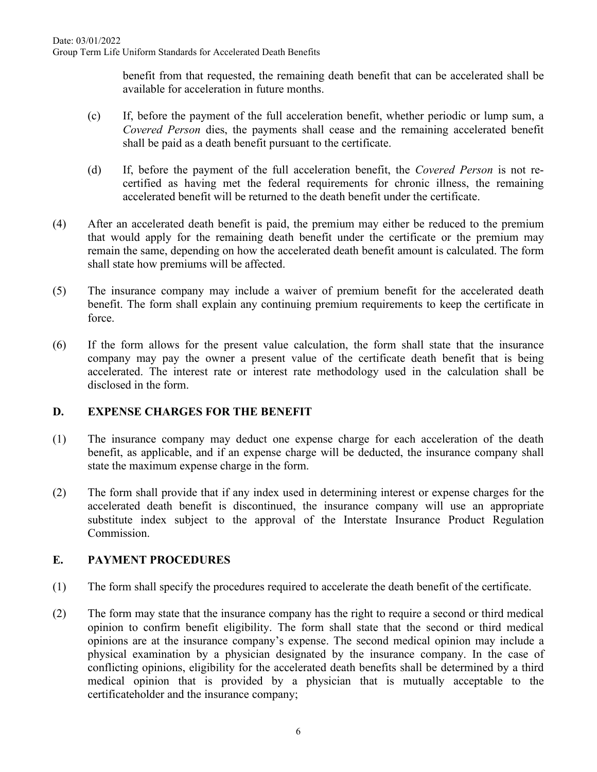benefit from that requested, the remaining death benefit that can be accelerated shall be available for acceleration in future months.

(c) If, before the payment of the full acceleration benefit, whether periodic or lump sum, a *Covered Person* dies, the payments shall cease and the remaining accelerated benefit shall be paid as a death benefit pursuant to the certificate.

(d) If, before the payment of the full acceleration benefit, the *Covered Person* is not re-certified as having met the federal requirements for chronic illness, the remaining accelerated benefit will be returned to the death benefit under the certificate.

(4) After an accelerated death benefit is paid, the premium may either be reduced to the premium that would apply for the remaining death benefit under the certificate or the premium may remain the same, depending on how the accelerated death benefit amount is calculated. The form shall state how premiums will be affected.

(5) The insurance company may include a waiver of premium benefit for the accelerated death benefit. The form shall explain any continuing premium requirements to keep the certificate in force.

(6) If the form allows for the present value calculation, the form shall state that the insurance company may pay the owner a present value of the certificate death benefit that is being accelerated. The interest rate or interest rate methodology used in the calculation shall be disclosed in the form.

## D. EXPENSE CHARGES FOR THE BENEFIT

(1) The insurance company may deduct one expense charge for each acceleration of the death benefit, as applicable, and if an expense charge will be deducted, the insurance company shall state the maximum expense charge in the form.

(2) The form shall provide that if any index used in determining interest or expense charges for the accelerated death benefit is discontinued, the insurance company will use an appropriate substitute index subject to the approval of the Interstate Insurance Product Regulation Commission.

## E. PAYMENT PROCEDURES

(1) The form shall specify the procedures required to accelerate the death benefit of the certificate.

(2) The form may state that the insurance company has the right to require a second or third medical opinion to confirm benefit eligibility. The form shall state that the second or third medical opinions are at the insurance company's expense. The second medical opinion may include a physical examination by a physician designated by the insurance company. In the case of conflicting opinions, eligibility for the accelerated death benefits shall be determined by a third medical opinion that is provided by a physician that is mutually acceptable to the certificateholder and the insurance company;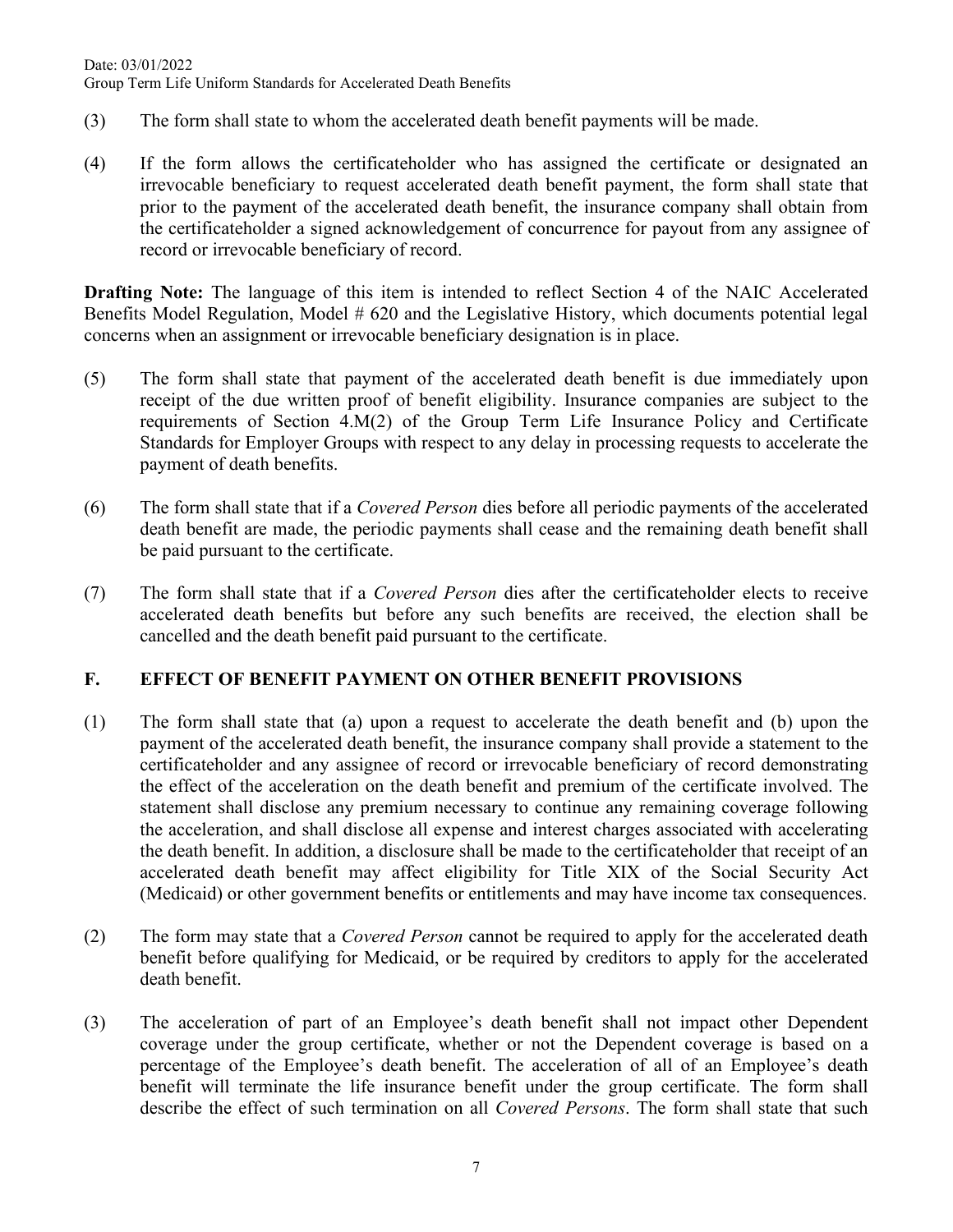(3) The form shall state to whom the accelerated death benefit payments will be made.

(4) If the form allows the certificateholder who has assigned the certificate or designated an irrevocable beneficiary to request accelerated death benefit payment, the form shall state that prior to the payment of the accelerated death benefit, the insurance company shall obtain from the certificateholder a signed acknowledgement of concurrence for payout from any assignee of record or irrevocable beneficiary of record.

**Drafting Note:** The language of this item is intended to reflect Section 4 of the NAIC Accelerated Benefits Model Regulation, Model # 620 and the Legislative History, which documents potential legal concerns when an assignment or irrevocable beneficiary designation is in place.

(5) The form shall state that payment of the accelerated death benefit is due immediately upon receipt of the due written proof of benefit eligibility. Insurance companies are subject to the requirements of Section 4.M(2) of the Group Term Life Insurance Policy and Certificate Standards for Employer Groups with respect to any delay in processing requests to accelerate the payment of death benefits.

(6) The form shall state that if a *Covered Person* dies before all periodic payments of the accelerated death benefit are made, the periodic payments shall cease and the remaining death benefit shall be paid pursuant to the certificate.

(7) The form shall state that if a *Covered Person* dies after the certificateholder elects to receive accelerated death benefits but before any such benefits are received, the election shall be cancelled and the death benefit paid pursuant to the certificate.

## F. EFFECT OF BENEFIT PAYMENT ON OTHER BENEFIT PROVISIONS

(1) The form shall state that (a) upon a request to accelerate the death benefit and (b) upon the payment of the accelerated death benefit, the insurance company shall provide a statement to the certificateholder and any assignee of record or irrevocable beneficiary of record demonstrating the effect of the acceleration on the death benefit and premium of the certificate involved. The statement shall disclose any premium necessary to continue any remaining coverage following the acceleration, and shall disclose all expense and interest charges associated with accelerating the death benefit. In addition, a disclosure shall be made to the certificateholder that receipt of an accelerated death benefit may affect eligibility for Title XIX of the Social Security Act (Medicaid) or other government benefits or entitlements and may have income tax consequences.

(2) The form may state that a *Covered Person* cannot be required to apply for the accelerated death benefit before qualifying for Medicaid, or be required by creditors to apply for the accelerated death benefit.

(3) The acceleration of part of an Employee's death benefit shall not impact other Dependent coverage under the group certificate, whether or not the Dependent coverage is based on a percentage of the Employee's death benefit. The acceleration of all of an Employee's death benefit will terminate the life insurance benefit under the group certificate. The form shall describe the effect of such termination on all *Covered Persons*. The form shall state that such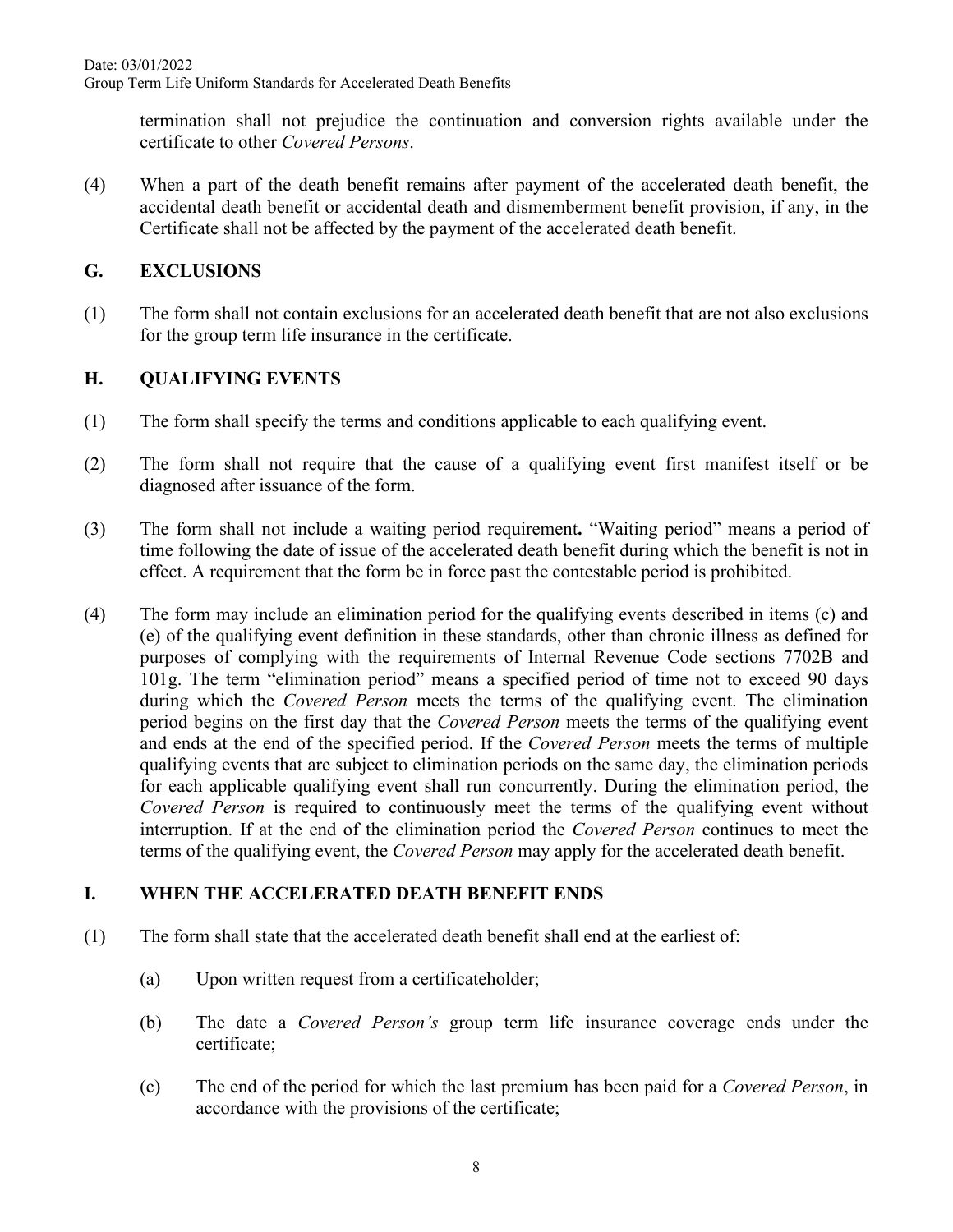termination shall not prejudice the continuation and conversion rights available under the certificate to other *Covered Persons*.

(4) When a part of the death benefit remains after payment of the accelerated death benefit, the accidental death benefit or accidental death and dismemberment benefit provision, if any, in the Certificate shall not be affected by the payment of the accelerated death benefit.

## G. EXCLUSIONS

(1) The form shall not contain exclusions for an accelerated death benefit that are not also exclusions for the group term life insurance in the certificate.

## H. QUALIFYING EVENTS

(1) The form shall specify the terms and conditions applicable to each qualifying event.

(2) The form shall not require that the cause of a qualifying event first manifest itself or be diagnosed after issuance of the form.

(3) The form shall not include a waiting period requirement**.** "Waiting period" means a period of time following the date of issue of the accelerated death benefit during which the benefit is not in effect. A requirement that the form be in force past the contestable period is prohibited.

(4) The form may include an elimination period for the qualifying events described in items (c) and (e) of the qualifying event definition in these standards, other than chronic illness as defined for purposes of complying with the requirements of Internal Revenue Code sections 7702B and 101g. The term "elimination period" means a specified period of time not to exceed 90 days during which the *Covered Person* meets the terms of the qualifying event. The elimination period begins on the first day that the *Covered Person* meets the terms of the qualifying event and ends at the end of the specified period. If the *Covered Person* meets the terms of multiple qualifying events that are subject to elimination periods on the same day, the elimination periods for each applicable qualifying event shall run concurrently. During the elimination period, the *Covered Person* is required to continuously meet the terms of the qualifying event without interruption. If at the end of the elimination period the *Covered Person* continues to meet the terms of the qualifying event, the *Covered Person* may apply for the accelerated death benefit.

## I. WHEN THE ACCELERATED DEATH BENEFIT ENDS

(1) The form shall state that the accelerated death benefit shall end at the earliest of:

- (a) Upon written request from a certificateholder;
- (b) The date a *Covered Person's* group term life insurance coverage ends under the certificate;
- (c) The end of the period for which the last premium has been paid for a *Covered Person*, in accordance with the provisions of the certificate;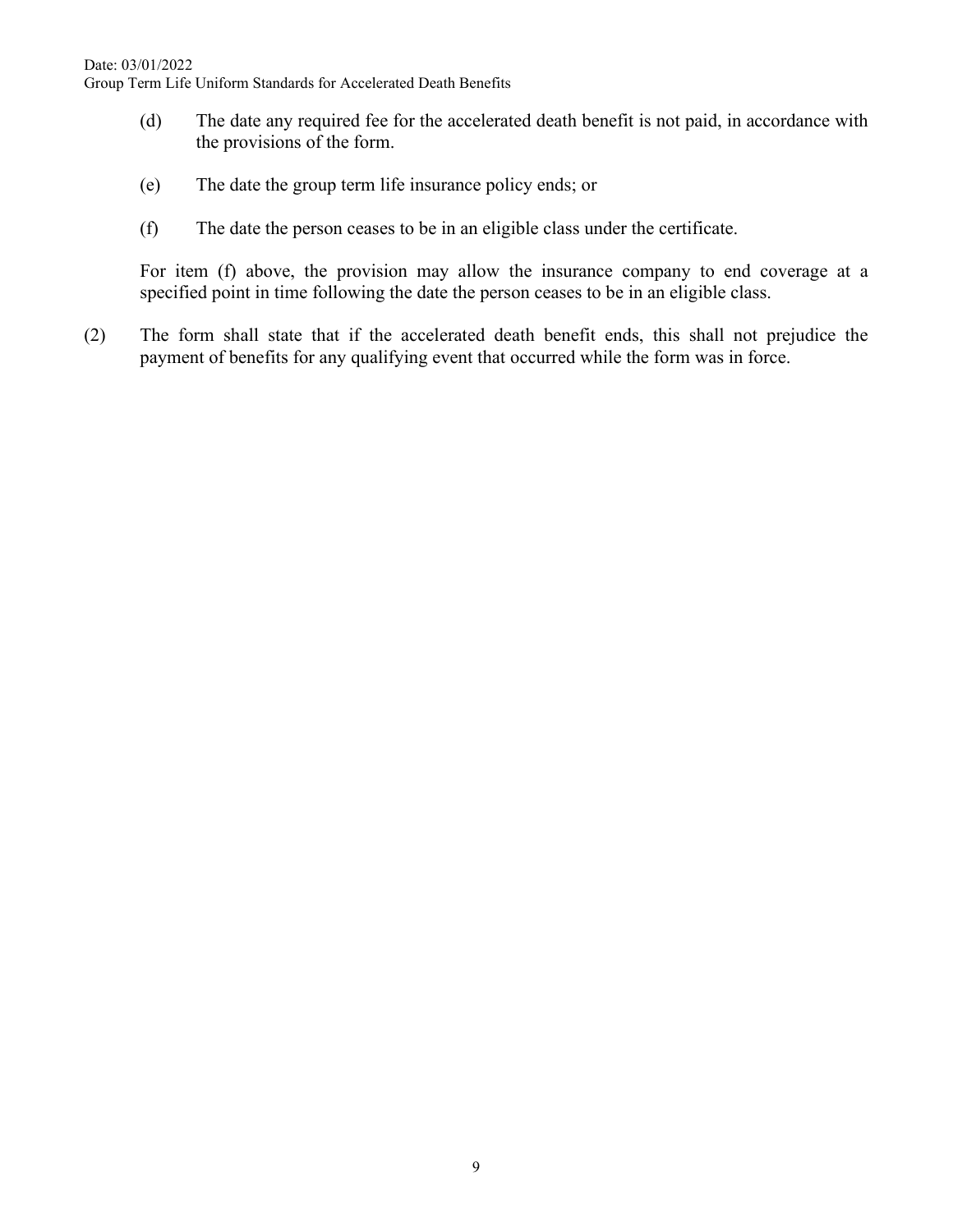(d) The date any required fee for the accelerated death benefit is not paid, in accordance with the provisions of the form.

(e) The date the group term life insurance policy ends; or

(f) The date the person ceases to be in an eligible class under the certificate.

For item (f) above, the provision may allow the insurance company to end coverage at a specified point in time following the date the person ceases to be in an eligible class.

(2) The form shall state that if the accelerated death benefit ends, this shall not prejudice the payment of benefits for any qualifying event that occurred while the form was in force.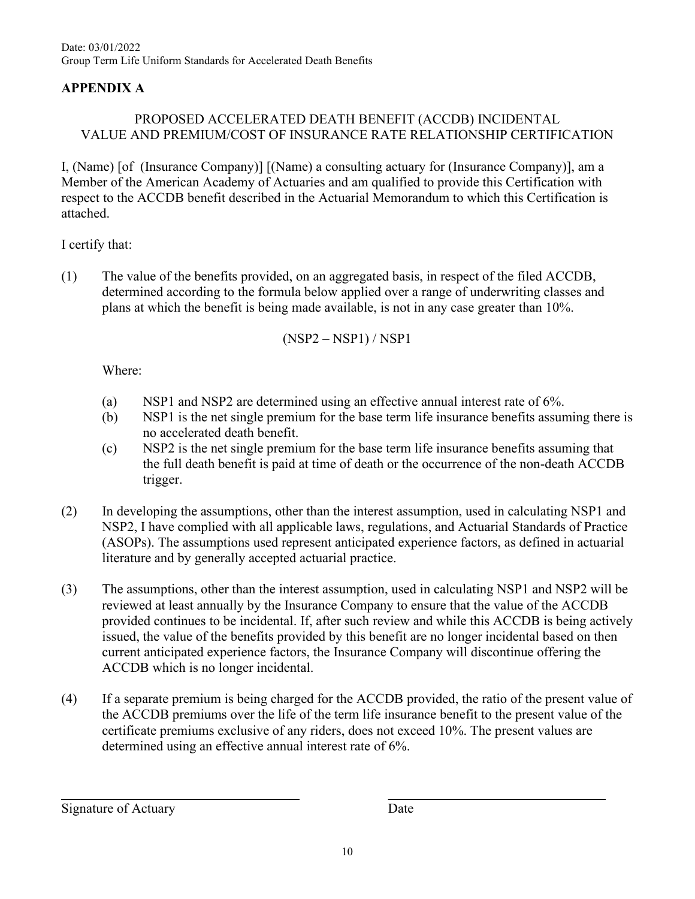## APPENDIX A

PROPOSED ACCELERATED DEATH BENEFIT (ACCDB) INCIDENTAL VALUE AND PREMIUM/COST OF INSURANCE RATE RELATIONSHIP CERTIFICATION

I, (Name) [of (Insurance Company)] [(Name) a consulting actuary for (Insurance Company)], am a Member of the American Academy of Actuaries and am qualified to provide this Certification with respect to the ACCDB benefit described in the Actuarial Memorandum to which this Certification is attached.

I certify that:

(1) The value of the benefits provided, on an aggregated basis, in respect of the filed ACCDB, determined according to the formula below applied over a range of underwriting classes and plans at which the benefit is being made available, is not in any case greater than 10%.

$$(NSP2 - NSP1) / NSP1$$

Where:

(a) NSP1 and NSP2 are determined using an effective annual interest rate of 6%.

(b) NSP1 is the net single premium for the base term life insurance benefits assuming there is no accelerated death benefit.

(c) NSP2 is the net single premium for the base term life insurance benefits assuming that the full death benefit is paid at time of death or the occurrence of the non-death ACCDB trigger.

(2) In developing the assumptions, other than the interest assumption, used in calculating NSP1 and NSP2, I have complied with all applicable laws, regulations, and Actuarial Standards of Practice (ASOPs). The assumptions used represent anticipated experience factors, as defined in actuarial literature and by generally accepted actuarial practice.

(3) The assumptions, other than the interest assumption, used in calculating NSP1 and NSP2 will be reviewed at least annually by the Insurance Company to ensure that the value of the ACCDB provided continues to be incidental. If, after such review and while this ACCDB is being actively issued, the value of the benefits provided by this benefit are no longer incidental based on then current anticipated experience factors, the Insurance Company will discontinue offering the ACCDB which is no longer incidental.

(4) If a separate premium is being charged for the ACCDB provided, the ratio of the present value of the ACCDB premiums over the life of the term life insurance benefit to the present value of the certificate premiums exclusive of any riders, does not exceed 10%. The present values are determined using an effective annual interest rate of 6%.

\_\_\_\_\_\_\_\_\_\_\_\_\_\_\_\_\_\_\_\_\_\_\_\_\_\_\_\_\_\_ \_\_\_\_\_\_\_\_\_\_\_\_\_\_\_\_\_\_\_\_\_\_\_\_\_\_\_\_\_\_

Signature of Actuary Date